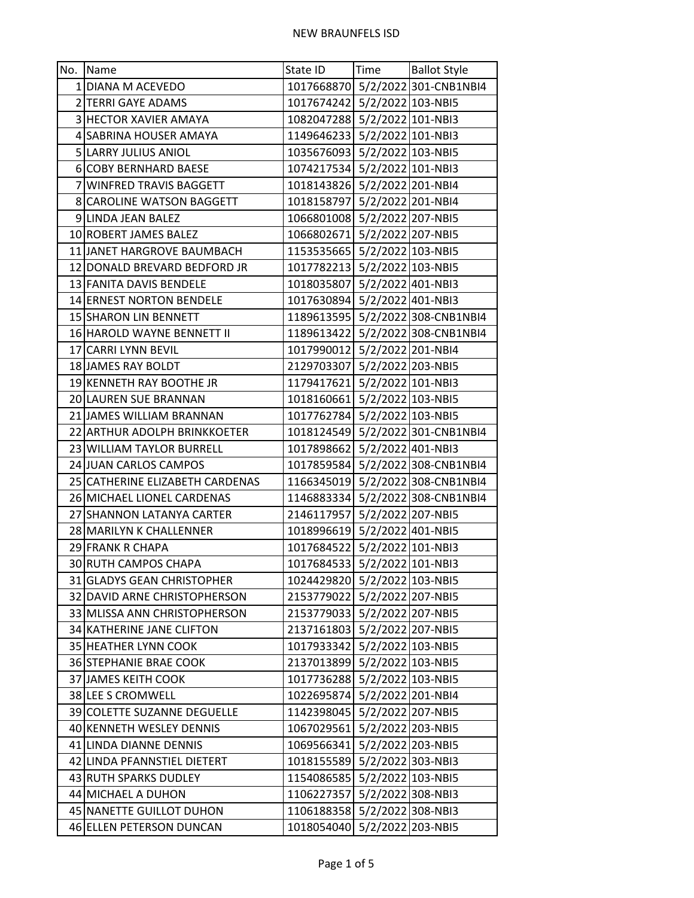# NEW BRAUNFELS ISD

| No. | Name | State ID | Time | Ballot Style |
|---|---|---|---|---|
| 1 | DIANA M ACEVEDO | 1017668870 | 5/2/2022 | 301-CNB1NBI4 |
| 2 | TERRI GAYE ADAMS | 1017674242 | 5/2/2022 | 103-NBI5 |
| 3 | HECTOR XAVIER AMAYA | 1082047288 | 5/2/2022 | 101-NBI3 |
| 4 | SABRINA HOUSER AMAYA | 1149646233 | 5/2/2022 | 101-NBI3 |
| 5 | LARRY JULIUS ANIOL | 1035676093 | 5/2/2022 | 103-NBI5 |
| 6 | COBY BERNHARD BAESE | 1074217534 | 5/2/2022 | 101-NBI3 |
| 7 | WINFRED TRAVIS BAGGETT | 1018143826 | 5/2/2022 | 201-NBI4 |
| 8 | CAROLINE WATSON BAGGETT | 1018158797 | 5/2/2022 | 201-NBI4 |
| 9 | LINDA JEAN BALEZ | 1066801008 | 5/2/2022 | 207-NBI5 |
| 10 | ROBERT JAMES BALEZ | 1066802671 | 5/2/2022 | 207-NBI5 |
| 11 | JANET HARGROVE BAUMBACH | 1153535665 | 5/2/2022 | 103-NBI5 |
| 12 | DONALD BREVARD BEDFORD JR | 1017782213 | 5/2/2022 | 103-NBI5 |
| 13 | FANITA DAVIS BENDELE | 1018035807 | 5/2/2022 | 401-NBI3 |
| 14 | ERNEST NORTON BENDELE | 1017630894 | 5/2/2022 | 401-NBI3 |
| 15 | SHARON LIN BENNETT | 1189613595 | 5/2/2022 | 308-CNB1NBI4 |
| 16 | HAROLD WAYNE BENNETT II | 1189613422 | 5/2/2022 | 308-CNB1NBI4 |
| 17 | CARRI LYNN BEVIL | 1017990012 | 5/2/2022 | 201-NBI4 |
| 18 | JAMES RAY BOLDT | 2129703307 | 5/2/2022 | 203-NBI5 |
| 19 | KENNETH RAY BOOTHE JR | 1179417621 | 5/2/2022 | 101-NBI3 |
| 20 | LAUREN SUE BRANNAN | 1018160661 | 5/2/2022 | 103-NBI5 |
| 21 | JAMES WILLIAM BRANNAN | 1017762784 | 5/2/2022 | 103-NBI5 |
| 22 | ARTHUR ADOLPH BRINKKOETER | 1018124549 | 5/2/2022 | 301-CNB1NBI4 |
| 23 | WILLIAM TAYLOR BURRELL | 1017898662 | 5/2/2022 | 401-NBI3 |
| 24 | JUAN CARLOS CAMPOS | 1017859584 | 5/2/2022 | 308-CNB1NBI4 |
| 25 | CATHERINE ELIZABETH CARDENAS | 1166345019 | 5/2/2022 | 308-CNB1NBI4 |
| 26 | MICHAEL LIONEL CARDENAS | 1146883334 | 5/2/2022 | 308-CNB1NBI4 |
| 27 | SHANNON LATANYA CARTER | 2146117957 | 5/2/2022 | 207-NBI5 |
| 28 | MARILYN K CHALLENNER | 1018996619 | 5/2/2022 | 401-NBI5 |
| 29 | FRANK R CHAPA | 1017684522 | 5/2/2022 | 101-NBI3 |
| 30 | RUTH CAMPOS CHAPA | 1017684533 | 5/2/2022 | 101-NBI3 |
| 31 | GLADYS GEAN CHRISTOPHER | 1024429820 | 5/2/2022 | 103-NBI5 |
| 32 | DAVID ARNE CHRISTOPHERSON | 2153779022 | 5/2/2022 | 207-NBI5 |
| 33 | MLISSA ANN CHRISTOPHERSON | 2153779033 | 5/2/2022 | 207-NBI5 |
| 34 | KATHERINE JANE CLIFTON | 2137161803 | 5/2/2022 | 207-NBI5 |
| 35 | HEATHER LYNN COOK | 1017933342 | 5/2/2022 | 103-NBI5 |
| 36 | STEPHANIE BRAE COOK | 2137013899 | 5/2/2022 | 103-NBI5 |
| 37 | JAMES KEITH COOK | 1017736288 | 5/2/2022 | 103-NBI5 |
| 38 | LEE S CROMWELL | 1022695874 | 5/2/2022 | 201-NBI4 |
| 39 | COLETTE SUZANNE DEGUELLE | 1142398045 | 5/2/2022 | 207-NBI5 |
| 40 | KENNETH WESLEY DENNIS | 1067029561 | 5/2/2022 | 203-NBI5 |
| 41 | LINDA DIANNE DENNIS | 1069566341 | 5/2/2022 | 203-NBI5 |
| 42 | LINDA PFANNSTIEL DIETERT | 1018155589 | 5/2/2022 | 303-NBI3 |
| 43 | RUTH SPARKS DUDLEY | 1154086585 | 5/2/2022 | 103-NBI5 |
| 44 | MICHAEL A DUHON | 1106227357 | 5/2/2022 | 308-NBI3 |
| 45 | NANETTE GUILLOT DUHON | 1106188358 | 5/2/2022 | 308-NBI3 |
| 46 | ELLEN PETERSON DUNCAN | 1018054040 | 5/2/2022 | 203-NBI5 |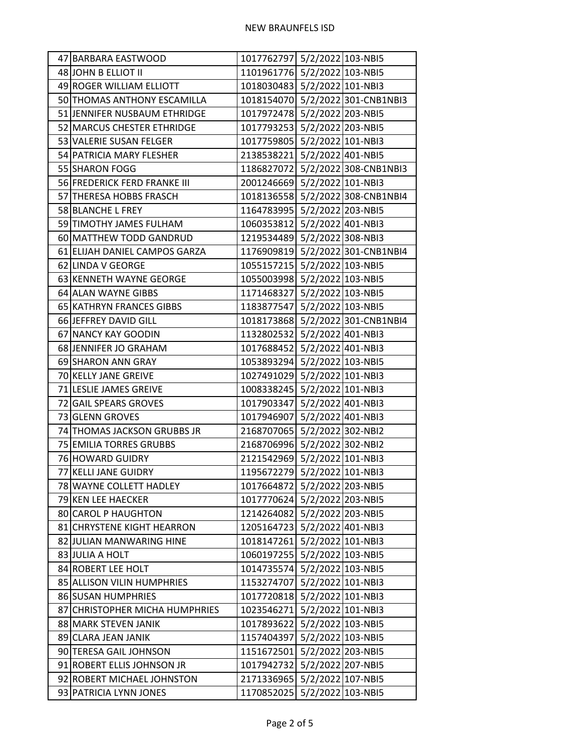NEW BRAUNFELS ISD

| | | | | |
|---|---|---|---|---|
| 47 | BARBARA EASTWOOD | 1017762797 | 5/2/2022 | 103-NBI5 |
| 48 | JOHN B ELLIOT II | 1101961776 | 5/2/2022 | 103-NBI5 |
| 49 | ROGER WILLIAM ELLIOTT | 1018030483 | 5/2/2022 | 101-NBI3 |
| 50 | THOMAS ANTHONY ESCAMILLA | 1018154070 | 5/2/2022 | 301-CNB1NBI3 |
| 51 | JENNIFER NUSBAUM ETHRIDGE | 1017972478 | 5/2/2022 | 203-NBI5 |
| 52 | MARCUS CHESTER ETHRIDGE | 1017793253 | 5/2/2022 | 203-NBI5 |
| 53 | VALERIE SUSAN FELGER | 1017759805 | 5/2/2022 | 101-NBI3 |
| 54 | PATRICIA MARY FLESHER | 2138538221 | 5/2/2022 | 401-NBI5 |
| 55 | SHARON FOGG | 1186827072 | 5/2/2022 | 308-CNB1NBI3 |
| 56 | FREDERICK FERD FRANKE III | 2001246669 | 5/2/2022 | 101-NBI3 |
| 57 | THERESA HOBBS FRASCH | 1018136558 | 5/2/2022 | 308-CNB1NBI4 |
| 58 | BLANCHE L FREY | 1164783995 | 5/2/2022 | 203-NBI5 |
| 59 | TIMOTHY JAMES FULHAM | 1060353812 | 5/2/2022 | 401-NBI3 |
| 60 | MATTHEW TODD GANDRUD | 1219534489 | 5/2/2022 | 308-NBI3 |
| 61 | ELIJAH DANIEL CAMPOS GARZA | 1176909819 | 5/2/2022 | 301-CNB1NBI4 |
| 62 | LINDA V GEORGE | 1055157215 | 5/2/2022 | 103-NBI5 |
| 63 | KENNETH WAYNE GEORGE | 1055003998 | 5/2/2022 | 103-NBI5 |
| 64 | ALAN WAYNE GIBBS | 1171468327 | 5/2/2022 | 103-NBI5 |
| 65 | KATHRYN FRANCES GIBBS | 1183877547 | 5/2/2022 | 103-NBI5 |
| 66 | JEFFREY DAVID GILL | 1018173868 | 5/2/2022 | 301-CNB1NBI4 |
| 67 | NANCY KAY GOODIN | 1132802532 | 5/2/2022 | 401-NBI3 |
| 68 | JENNIFER JO GRAHAM | 1017688452 | 5/2/2022 | 401-NBI3 |
| 69 | SHARON ANN GRAY | 1053893294 | 5/2/2022 | 103-NBI5 |
| 70 | KELLY JANE GREIVE | 1027491029 | 5/2/2022 | 101-NBI3 |
| 71 | LESLIE JAMES GREIVE | 1008338245 | 5/2/2022 | 101-NBI3 |
| 72 | GAIL SPEARS GROVES | 1017903347 | 5/2/2022 | 401-NBI3 |
| 73 | GLENN GROVES | 1017946907 | 5/2/2022 | 401-NBI3 |
| 74 | THOMAS JACKSON GRUBBS JR | 2168707065 | 5/2/2022 | 302-NBI2 |
| 75 | EMILIA TORRES GRUBBS | 2168706996 | 5/2/2022 | 302-NBI2 |
| 76 | HOWARD GUIDRY | 2121542969 | 5/2/2022 | 101-NBI3 |
| 77 | KELLI JANE GUIDRY | 1195672279 | 5/2/2022 | 101-NBI3 |
| 78 | WAYNE COLLETT HADLEY | 1017664872 | 5/2/2022 | 203-NBI5 |
| 79 | KEN LEE HAECKER | 1017770624 | 5/2/2022 | 203-NBI5 |
| 80 | CAROL P HAUGHTON | 1214264082 | 5/2/2022 | 203-NBI5 |
| 81 | CHRYSTENE KIGHT HEARRON | 1205164723 | 5/2/2022 | 401-NBI3 |
| 82 | JULIAN MANWARING HINE | 1018147261 | 5/2/2022 | 101-NBI3 |
| 83 | JULIA A HOLT | 1060197255 | 5/2/2022 | 103-NBI5 |
| 84 | ROBERT LEE HOLT | 1014735574 | 5/2/2022 | 103-NBI5 |
| 85 | ALLISON VILIN HUMPHRIES | 1153274707 | 5/2/2022 | 101-NBI3 |
| 86 | SUSAN HUMPHRIES | 1017720818 | 5/2/2022 | 101-NBI3 |
| 87 | CHRISTOPHER MICHA HUMPHRIES | 1023546271 | 5/2/2022 | 101-NBI3 |
| 88 | MARK STEVEN JANIK | 1017893622 | 5/2/2022 | 103-NBI5 |
| 89 | CLARA JEAN JANIK | 1157404397 | 5/2/2022 | 103-NBI5 |
| 90 | TERESA GAIL JOHNSON | 1151672501 | 5/2/2022 | 203-NBI5 |
| 91 | ROBERT ELLIS JOHNSON JR | 1017942732 | 5/2/2022 | 207-NBI5 |
| 92 | ROBERT MICHAEL JOHNSTON | 2171336965 | 5/2/2022 | 107-NBI5 |
| 93 | PATRICIA LYNN JONES | 1170852025 | 5/2/2022 | 103-NBI5 |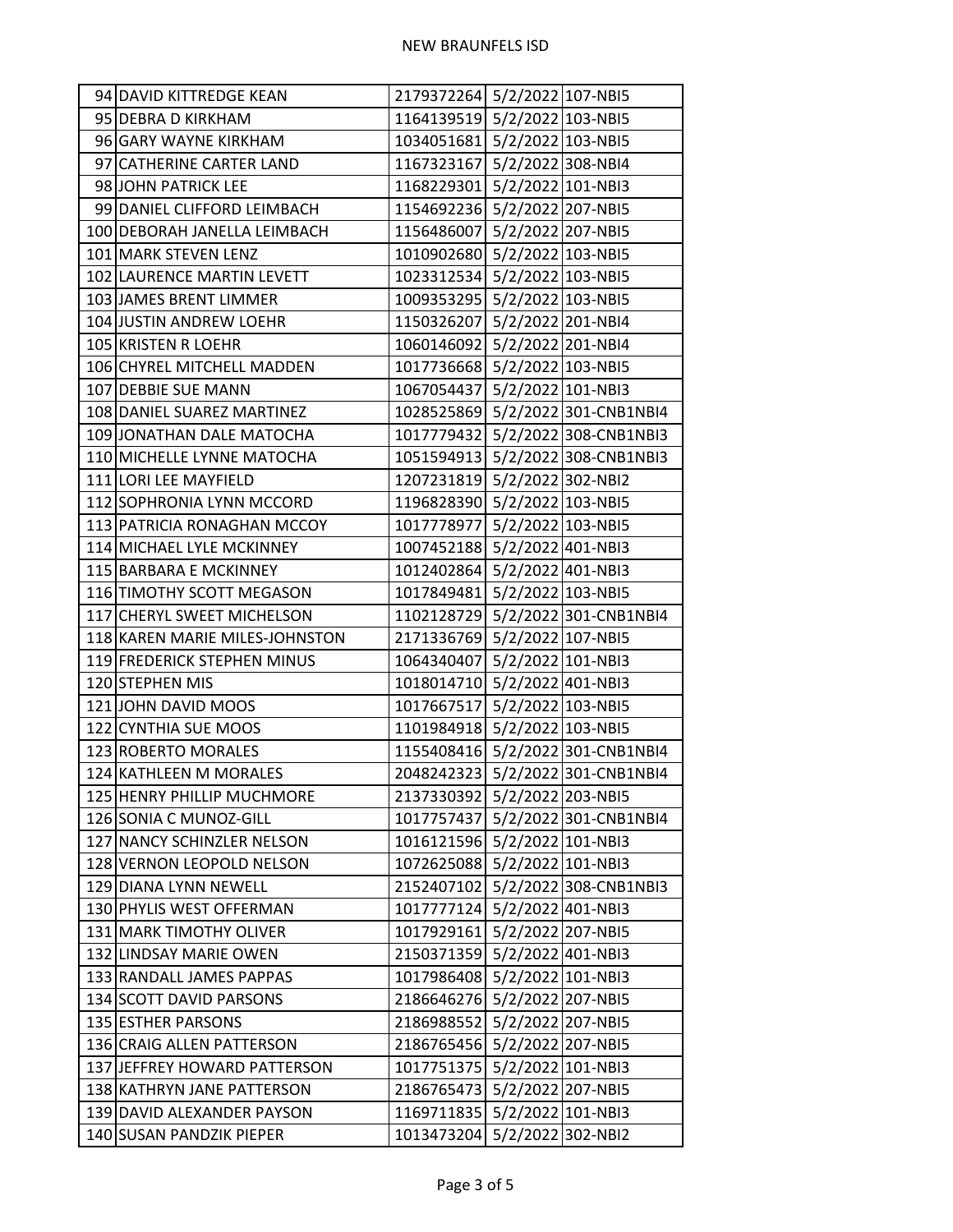# NEW BRAUNFELS ISD

| | | | | |
|---|---|---|---|---|
| 94 | DAVID KITTREDGE KEAN | 2179372264 | 5/2/2022 | 107-NBI5 |
| 95 | DEBRA D KIRKHAM | 1164139519 | 5/2/2022 | 103-NBI5 |
| 96 | GARY WAYNE KIRKHAM | 1034051681 | 5/2/2022 | 103-NBI5 |
| 97 | CATHERINE CARTER LAND | 1167323167 | 5/2/2022 | 308-NBI4 |
| 98 | JOHN PATRICK LEE | 1168229301 | 5/2/2022 | 101-NBI3 |
| 99 | DANIEL CLIFFORD LEIMBACH | 1154692236 | 5/2/2022 | 207-NBI5 |
| 100 | DEBORAH JANELLA LEIMBACH | 1156486007 | 5/2/2022 | 207-NBI5 |
| 101 | MARK STEVEN LENZ | 1010902680 | 5/2/2022 | 103-NBI5 |
| 102 | LAURENCE MARTIN LEVETT | 1023312534 | 5/2/2022 | 103-NBI5 |
| 103 | JAMES BRENT LIMMER | 1009353295 | 5/2/2022 | 103-NBI5 |
| 104 | JUSTIN ANDREW LOEHR | 1150326207 | 5/2/2022 | 201-NBI4 |
| 105 | KRISTEN R LOEHR | 1060146092 | 5/2/2022 | 201-NBI4 |
| 106 | CHYREL MITCHELL MADDEN | 1017736668 | 5/2/2022 | 103-NBI5 |
| 107 | DEBBIE SUE MANN | 1067054437 | 5/2/2022 | 101-NBI3 |
| 108 | DANIEL SUAREZ MARTINEZ | 1028525869 | 5/2/2022 | 301-CNB1NBI4 |
| 109 | JONATHAN DALE MATOCHA | 1017779432 | 5/2/2022 | 308-CNB1NBI3 |
| 110 | MICHELLE LYNNE MATOCHA | 1051594913 | 5/2/2022 | 308-CNB1NBI3 |
| 111 | LORI LEE MAYFIELD | 1207231819 | 5/2/2022 | 302-NBI2 |
| 112 | SOPHRONIA LYNN MCCORD | 1196828390 | 5/2/2022 | 103-NBI5 |
| 113 | PATRICIA RONAGHAN MCCOY | 1017778977 | 5/2/2022 | 103-NBI5 |
| 114 | MICHAEL LYLE MCKINNEY | 1007452188 | 5/2/2022 | 401-NBI3 |
| 115 | BARBARA E MCKINNEY | 1012402864 | 5/2/2022 | 401-NBI3 |
| 116 | TIMOTHY SCOTT MEGASON | 1017849481 | 5/2/2022 | 103-NBI5 |
| 117 | CHERYL SWEET MICHELSON | 1102128729 | 5/2/2022 | 301-CNB1NBI4 |
| 118 | KAREN MARIE MILES-JOHNSTON | 2171336769 | 5/2/2022 | 107-NBI5 |
| 119 | FREDERICK STEPHEN MINUS | 1064340407 | 5/2/2022 | 101-NBI3 |
| 120 | STEPHEN MIS | 1018014710 | 5/2/2022 | 401-NBI3 |
| 121 | JOHN DAVID MOOS | 1017667517 | 5/2/2022 | 103-NBI5 |
| 122 | CYNTHIA SUE MOOS | 1101984918 | 5/2/2022 | 103-NBI5 |
| 123 | ROBERTO MORALES | 1155408416 | 5/2/2022 | 301-CNB1NBI4 |
| 124 | KATHLEEN M MORALES | 2048242323 | 5/2/2022 | 301-CNB1NBI4 |
| 125 | HENRY PHILLIP MUCHMORE | 2137330392 | 5/2/2022 | 203-NBI5 |
| 126 | SONIA C MUNOZ-GILL | 1017757437 | 5/2/2022 | 301-CNB1NBI4 |
| 127 | NANCY SCHINZLER NELSON | 1016121596 | 5/2/2022 | 101-NBI3 |
| 128 | VERNON LEOPOLD NELSON | 1072625088 | 5/2/2022 | 101-NBI3 |
| 129 | DIANA LYNN NEWELL | 2152407102 | 5/2/2022 | 308-CNB1NBI3 |
| 130 | PHYLIS WEST OFFERMAN | 1017777124 | 5/2/2022 | 401-NBI3 |
| 131 | MARK TIMOTHY OLIVER | 1017929161 | 5/2/2022 | 207-NBI5 |
| 132 | LINDSAY MARIE OWEN | 2150371359 | 5/2/2022 | 401-NBI3 |
| 133 | RANDALL JAMES PAPPAS | 1017986408 | 5/2/2022 | 101-NBI3 |
| 134 | SCOTT DAVID PARSONS | 2186646276 | 5/2/2022 | 207-NBI5 |
| 135 | ESTHER PARSONS | 2186988552 | 5/2/2022 | 207-NBI5 |
| 136 | CRAIG ALLEN PATTERSON | 2186765456 | 5/2/2022 | 207-NBI5 |
| 137 | JEFFREY HOWARD PATTERSON | 1017751375 | 5/2/2022 | 101-NBI3 |
| 138 | KATHRYN JANE PATTERSON | 2186765473 | 5/2/2022 | 207-NBI5 |
| 139 | DAVID ALEXANDER PAYSON | 1169711835 | 5/2/2022 | 101-NBI3 |
| 140 | SUSAN PANDZIK PIEPER | 1013473204 | 5/2/2022 | 302-NBI2 |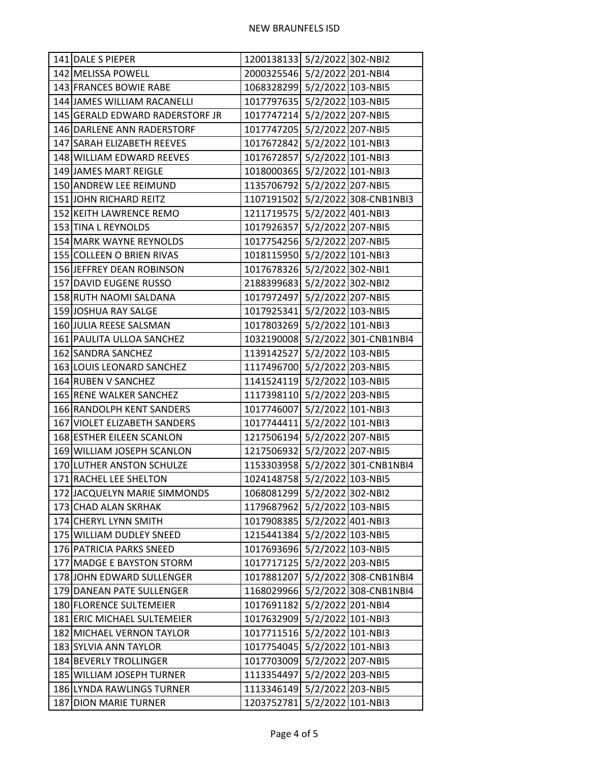| | | | | |
|---|---|---|---|---|
| 141 | DALE S PIEPER | 1200138133 | 5/2/2022 | 302-NBI2 |
| 142 | MELISSA POWELL | 2000325546 | 5/2/2022 | 201-NBI4 |
| 143 | FRANCES BOWIE RABE | 1068328299 | 5/2/2022 | 103-NBI5 |
| 144 | JAMES WILLIAM RACANELLI | 1017797635 | 5/2/2022 | 103-NBI5 |
| 145 | GERALD EDWARD RADERSTORF JR | 1017747214 | 5/2/2022 | 207-NBI5 |
| 146 | DARLENE ANN RADERSTORF | 1017747205 | 5/2/2022 | 207-NBI5 |
| 147 | SARAH ELIZABETH REEVES | 1017672842 | 5/2/2022 | 101-NBI3 |
| 148 | WILLIAM EDWARD REEVES | 1017672857 | 5/2/2022 | 101-NBI3 |
| 149 | JAMES MART REIGLE | 1018000365 | 5/2/2022 | 101-NBI3 |
| 150 | ANDREW LEE REIMUND | 1135706792 | 5/2/2022 | 207-NBI5 |
| 151 | JOHN RICHARD REITZ | 1107191502 | 5/2/2022 | 308-CNB1NBI3 |
| 152 | KEITH LAWRENCE REMO | 1211719575 | 5/2/2022 | 401-NBI3 |
| 153 | TINA L REYNOLDS | 1017926357 | 5/2/2022 | 207-NBI5 |
| 154 | MARK WAYNE REYNOLDS | 1017754256 | 5/2/2022 | 207-NBI5 |
| 155 | COLLEEN O BRIEN RIVAS | 1018115950 | 5/2/2022 | 101-NBI3 |
| 156 | JEFFREY DEAN ROBINSON | 1017678326 | 5/2/2022 | 302-NBI1 |
| 157 | DAVID EUGENE RUSSO | 2188399683 | 5/2/2022 | 302-NBI2 |
| 158 | RUTH NAOMI SALDANA | 1017972497 | 5/2/2022 | 207-NBI5 |
| 159 | JOSHUA RAY SALGE | 1017925341 | 5/2/2022 | 103-NBI5 |
| 160 | JULIA REESE SALSMAN | 1017803269 | 5/2/2022 | 101-NBI3 |
| 161 | PAULITA ULLOA SANCHEZ | 1032190008 | 5/2/2022 | 301-CNB1NBI4 |
| 162 | SANDRA SANCHEZ | 1139142527 | 5/2/2022 | 103-NBI5 |
| 163 | LOUIS LEONARD SANCHEZ | 1117496700 | 5/2/2022 | 203-NBI5 |
| 164 | RUBEN V SANCHEZ | 1141524119 | 5/2/2022 | 103-NBI5 |
| 165 | RENE WALKER SANCHEZ | 1117398110 | 5/2/2022 | 203-NBI5 |
| 166 | RANDOLPH KENT SANDERS | 1017746007 | 5/2/2022 | 101-NBI3 |
| 167 | VIOLET ELIZABETH SANDERS | 1017744411 | 5/2/2022 | 101-NBI3 |
| 168 | ESTHER EILEEN SCANLON | 1217506194 | 5/2/2022 | 207-NBI5 |
| 169 | WILLIAM JOSEPH SCANLON | 1217506932 | 5/2/2022 | 207-NBI5 |
| 170 | LUTHER ANSTON SCHULZE | 1153303958 | 5/2/2022 | 301-CNB1NBI4 |
| 171 | RACHEL LEE SHELTON | 1024148758 | 5/2/2022 | 103-NBI5 |
| 172 | JACQUELYN MARIE SIMMONDS | 1068081299 | 5/2/2022 | 302-NBI2 |
| 173 | CHAD ALAN SKRHAK | 1179687962 | 5/2/2022 | 103-NBI5 |
| 174 | CHERYL LYNN SMITH | 1017908385 | 5/2/2022 | 401-NBI3 |
| 175 | WILLIAM DUDLEY SNEED | 1215441384 | 5/2/2022 | 103-NBI5 |
| 176 | PATRICIA PARKS SNEED | 1017693696 | 5/2/2022 | 103-NBI5 |
| 177 | MADGE E BAYSTON STORM | 1017717125 | 5/2/2022 | 203-NBI5 |
| 178 | JOHN EDWARD SULLENGER | 1017881207 | 5/2/2022 | 308-CNB1NBI4 |
| 179 | DANEAN PATE SULLENGER | 1168029966 | 5/2/2022 | 308-CNB1NBI4 |
| 180 | FLORENCE SULTEMEIER | 1017691182 | 5/2/2022 | 201-NBI4 |
| 181 | ERIC MICHAEL SULTEMEIER | 1017632909 | 5/2/2022 | 101-NBI3 |
| 182 | MICHAEL VERNON TAYLOR | 1017711516 | 5/2/2022 | 101-NBI3 |
| 183 | SYLVIA ANN TAYLOR | 1017754045 | 5/2/2022 | 101-NBI3 |
| 184 | BEVERLY TROLLINGER | 1017703009 | 5/2/2022 | 207-NBI5 |
| 185 | WILLIAM JOSEPH TURNER | 1113354497 | 5/2/2022 | 203-NBI5 |
| 186 | LYNDA RAWLINGS TURNER | 1113346149 | 5/2/2022 | 203-NBI5 |
| 187 | DION MARIE TURNER | 1203752781 | 5/2/2022 | 101-NBI3 |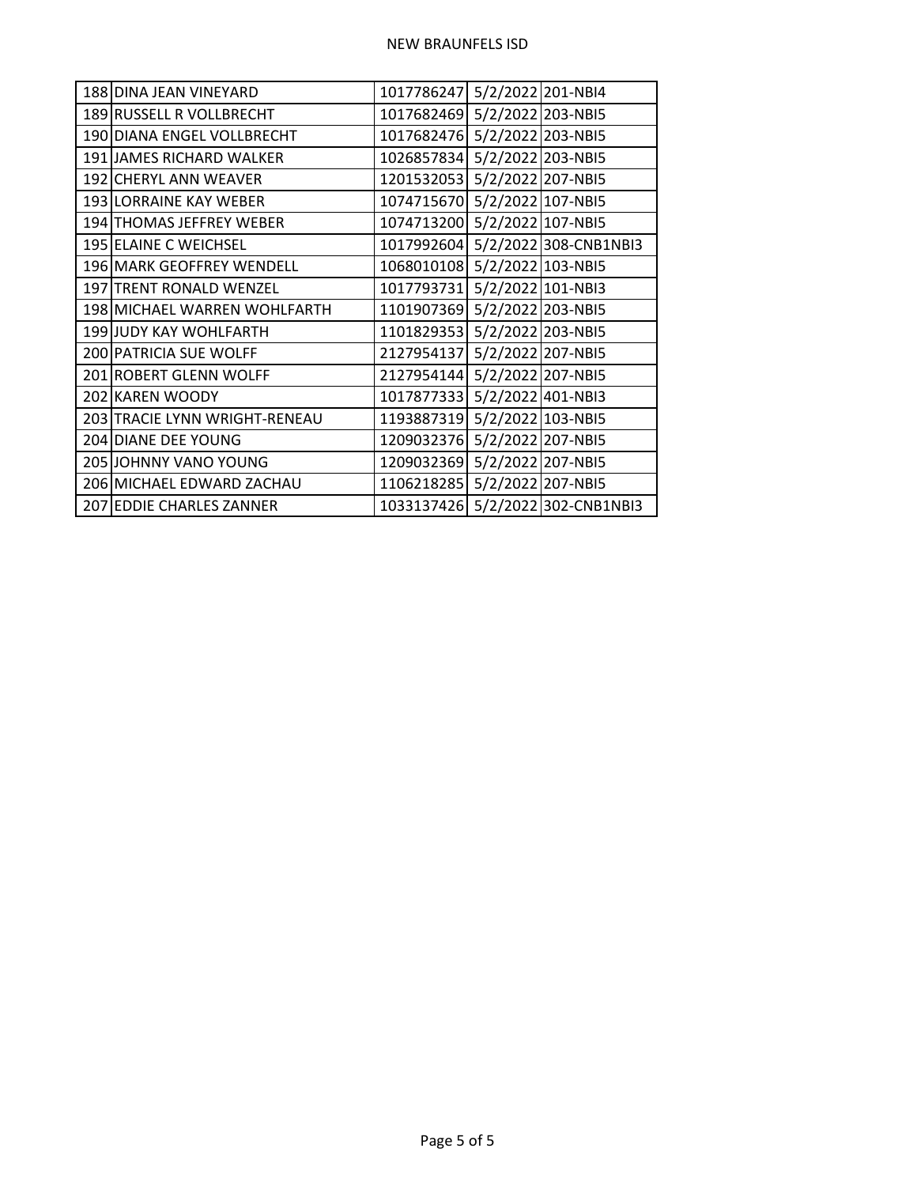| | | | | |
|---|---|---|---|---|
| 188 | DINA JEAN VINEYARD | 1017786247 | 5/2/2022 | 201-NBI4 |
| 189 | RUSSELL R VOLLBRECHT | 1017682469 | 5/2/2022 | 203-NBI5 |
| 190 | DIANA ENGEL VOLLBRECHT | 1017682476 | 5/2/2022 | 203-NBI5 |
| 191 | JAMES RICHARD WALKER | 1026857834 | 5/2/2022 | 203-NBI5 |
| 192 | CHERYL ANN WEAVER | 1201532053 | 5/2/2022 | 207-NBI5 |
| 193 | LORRAINE KAY WEBER | 1074715670 | 5/2/2022 | 107-NBI5 |
| 194 | THOMAS JEFFREY WEBER | 1074713200 | 5/2/2022 | 107-NBI5 |
| 195 | ELAINE C WEICHSEL | 1017992604 | 5/2/2022 | 308-CNB1NBI3 |
| 196 | MARK GEOFFREY WENDELL | 1068010108 | 5/2/2022 | 103-NBI5 |
| 197 | TRENT RONALD WENZEL | 1017793731 | 5/2/2022 | 101-NBI3 |
| 198 | MICHAEL WARREN WOHLFARTH | 1101907369 | 5/2/2022 | 203-NBI5 |
| 199 | JUDY KAY WOHLFARTH | 1101829353 | 5/2/2022 | 203-NBI5 |
| 200 | PATRICIA SUE WOLFF | 2127954137 | 5/2/2022 | 207-NBI5 |
| 201 | ROBERT GLENN WOLFF | 2127954144 | 5/2/2022 | 207-NBI5 |
| 202 | KAREN WOODY | 1017877333 | 5/2/2022 | 401-NBI3 |
| 203 | TRACIE LYNN WRIGHT-RENEAU | 1193887319 | 5/2/2022 | 103-NBI5 |
| 204 | DIANE DEE YOUNG | 1209032376 | 5/2/2022 | 207-NBI5 |
| 205 | JOHNNY VANO YOUNG | 1209032369 | 5/2/2022 | 207-NBI5 |
| 206 | MICHAEL EDWARD ZACHAU | 1106218285 | 5/2/2022 | 207-NBI5 |
| 207 | EDDIE CHARLES ZANNER | 1033137426 | 5/2/2022 | 302-CNB1NBI3 |